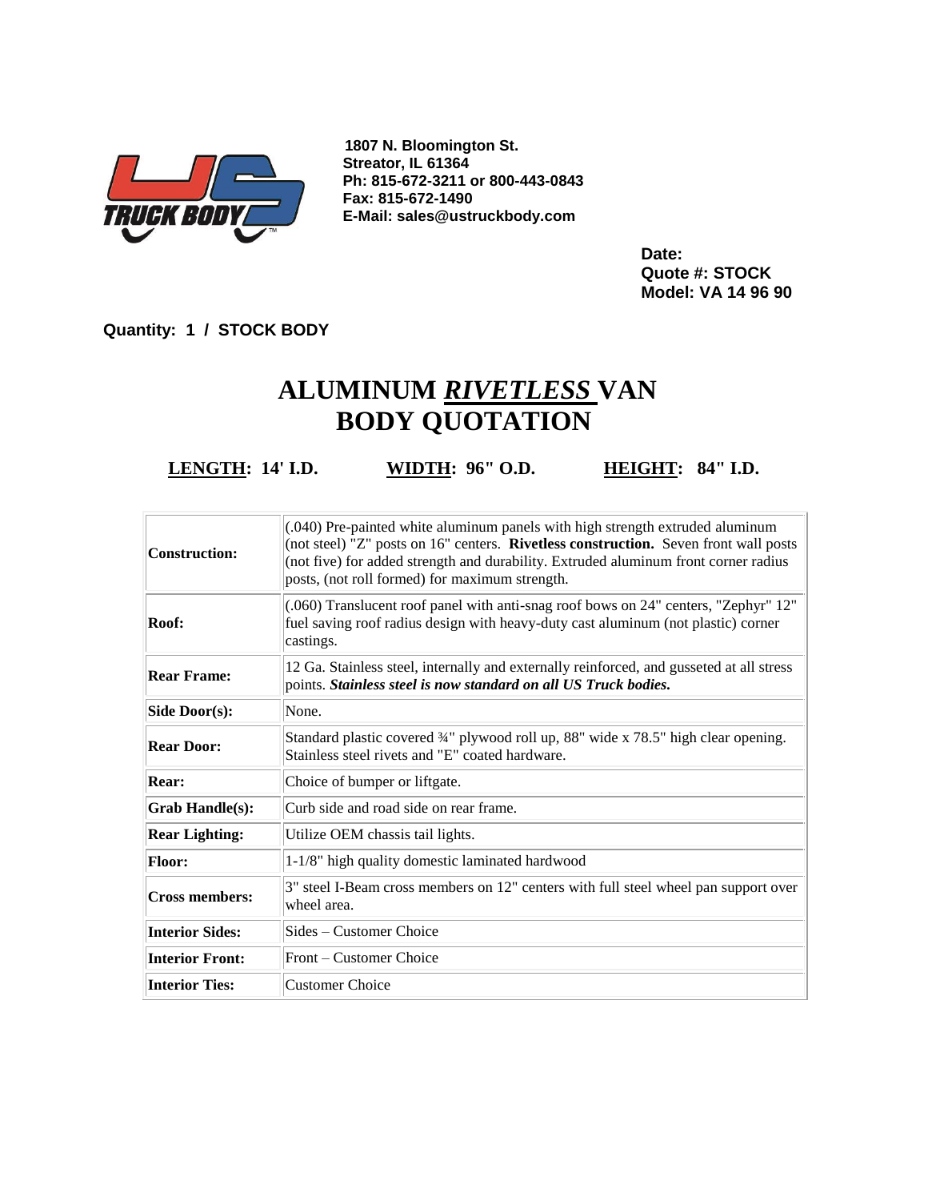1807 N. Bloomington St.
Streator, IL 61364
Ph: 815-672-3211 or 800-443-0843
Fax: 815-672-1490
E-Mail: sales@ustruckbody.com

**Date:**
**Quote #: STOCK**
**Model: VA 14 96 90**

**Quantity: 1 / STOCK BODY**

# ALUMINUM ***RIVETLESS*** VAN BODY QUOTATION

**LENGTH: 14' I.D.** **WIDTH: 96" O.D.** **HEIGHT: 84" I.D.**

| | |
|---|---|
| **Construction:** | (.040) Pre-painted white aluminum panels with high strength extruded aluminum (not steel) "Z" posts on 16" centers. **Rivetless construction.** Seven front wall posts (not five) for added strength and durability. Extruded aluminum front corner radius posts, (not roll formed) for maximum strength. |
| **Roof:** | (.060) Translucent roof panel with anti-snag roof bows on 24" centers, "Zephyr" 12" fuel saving roof radius design with heavy-duty cast aluminum (not plastic) corner castings. |
| **Rear Frame:** | 12 Ga. Stainless steel, internally and externally reinforced, and gusseted at all stress points. ***Stainless steel is now standard on all US Truck bodies.*** |
| **Side Door(s):** | None. |
| **Rear Door:** | Standard plastic covered ¾" plywood roll up, 88" wide x 78.5" high clear opening. Stainless steel rivets and "E" coated hardware. |
| **Rear:** | Choice of bumper or liftgate. |
| **Grab Handle(s):** | Curb side and road side on rear frame. |
| **Rear Lighting:** | Utilize OEM chassis tail lights. |
| **Floor:** | 1-1/8" high quality domestic laminated hardwood |
| **Cross members:** | 3" steel I-Beam cross members on 12" centers with full steel wheel pan support over wheel area. |
| **Interior Sides:** | Sides – Customer Choice |
| **Interior Front:** | Front – Customer Choice |
| **Interior Ties:** | Customer Choice |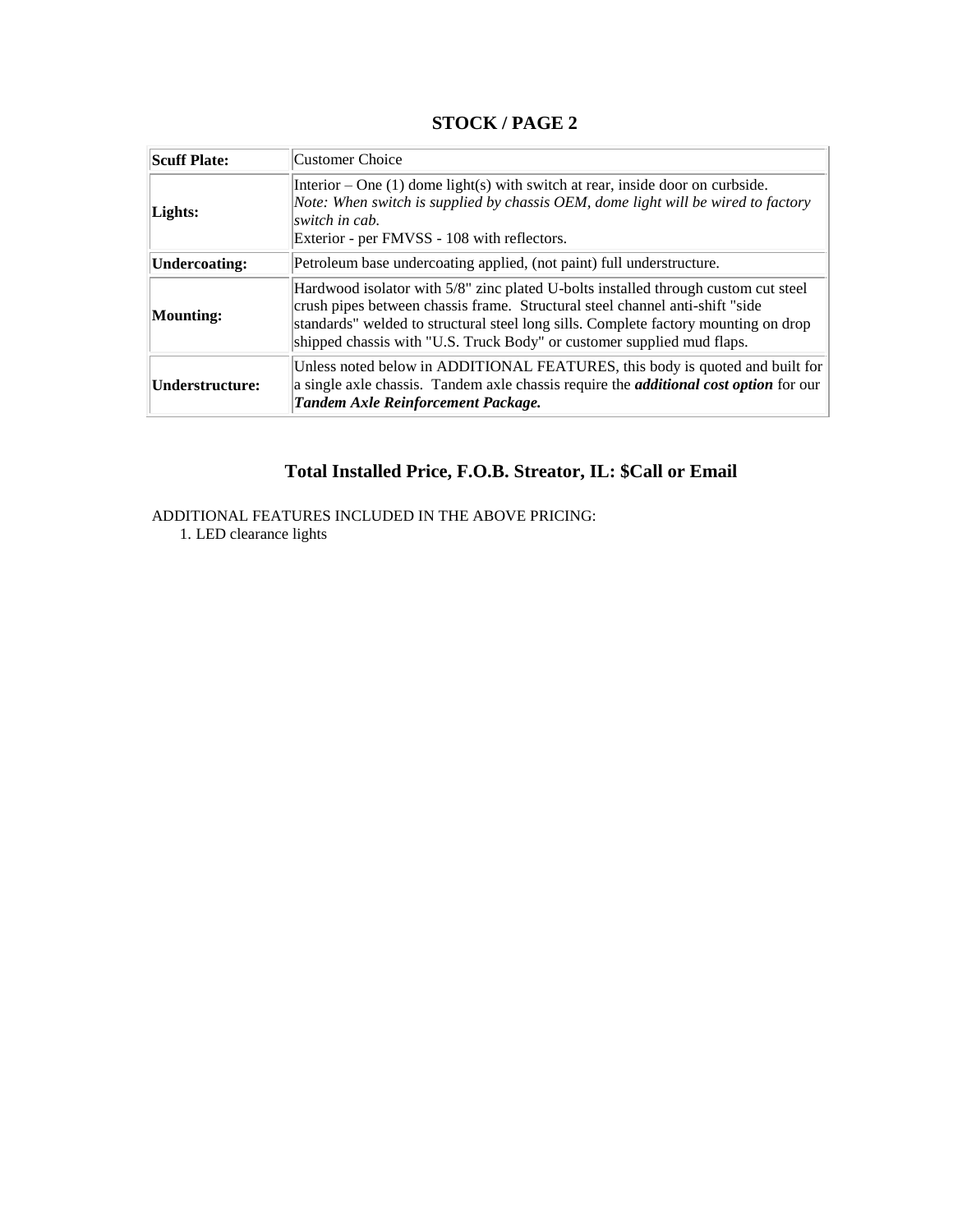## STOCK / PAGE 2

| | |
|---|---|
| **Scuff Plate:** | Customer Choice |
| **Lights:** | Interior – One (1) dome light(s) with switch at rear, inside door on curbside. *Note: When switch is supplied by chassis OEM, dome light will be wired to factory switch in cab.* Exterior - per FMVSS - 108 with reflectors. |
| **Undercoating:** | Petroleum base undercoating applied, (not paint) full understructure. |
| **Mounting:** | Hardwood isolator with 5/8" zinc plated U-bolts installed through custom cut steel crush pipes between chassis frame. Structural steel channel anti-shift "side standards" welded to structural steel long sills. Complete factory mounting on drop shipped chassis with "U.S. Truck Body" or customer supplied mud flaps. |
| **Understructure:** | Unless noted below in ADDITIONAL FEATURES, this body is quoted and built for a single axle chassis. Tandem axle chassis require the ***additional cost option*** for our ***Tandem Axle Reinforcement Package.*** |

### Total Installed Price, F.O.B. Streator, IL: $Call or Email

ADDITIONAL FEATURES INCLUDED IN THE ABOVE PRICING:

1. LED clearance lights